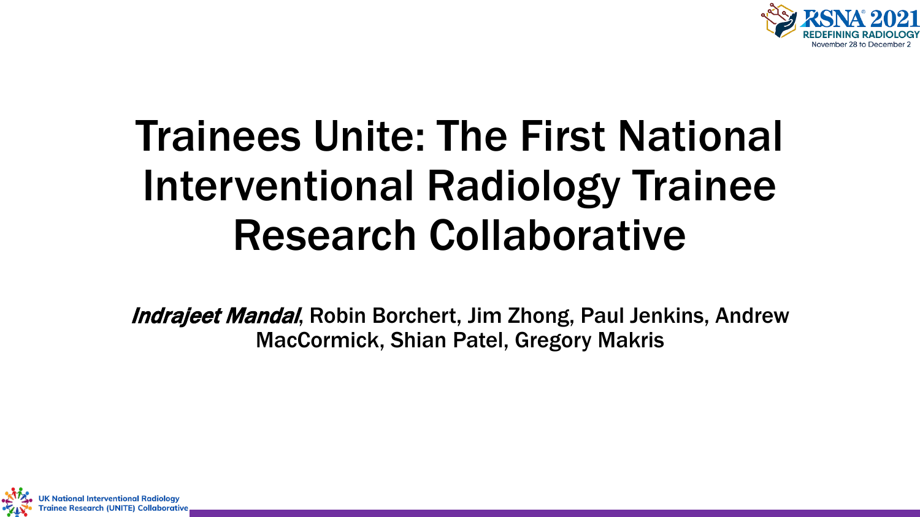# Trainees Unite: The First National Interventional Radiology Trainee Research Collaborative

***Indrajeet Mandal***, Robin Borchert, Jim Zhong, Paul Jenkins, Andrew MacCormick, Shian Patel, Gregory Makris

UK National Interventional Radiology Trainee Research (UNITE) Collaborative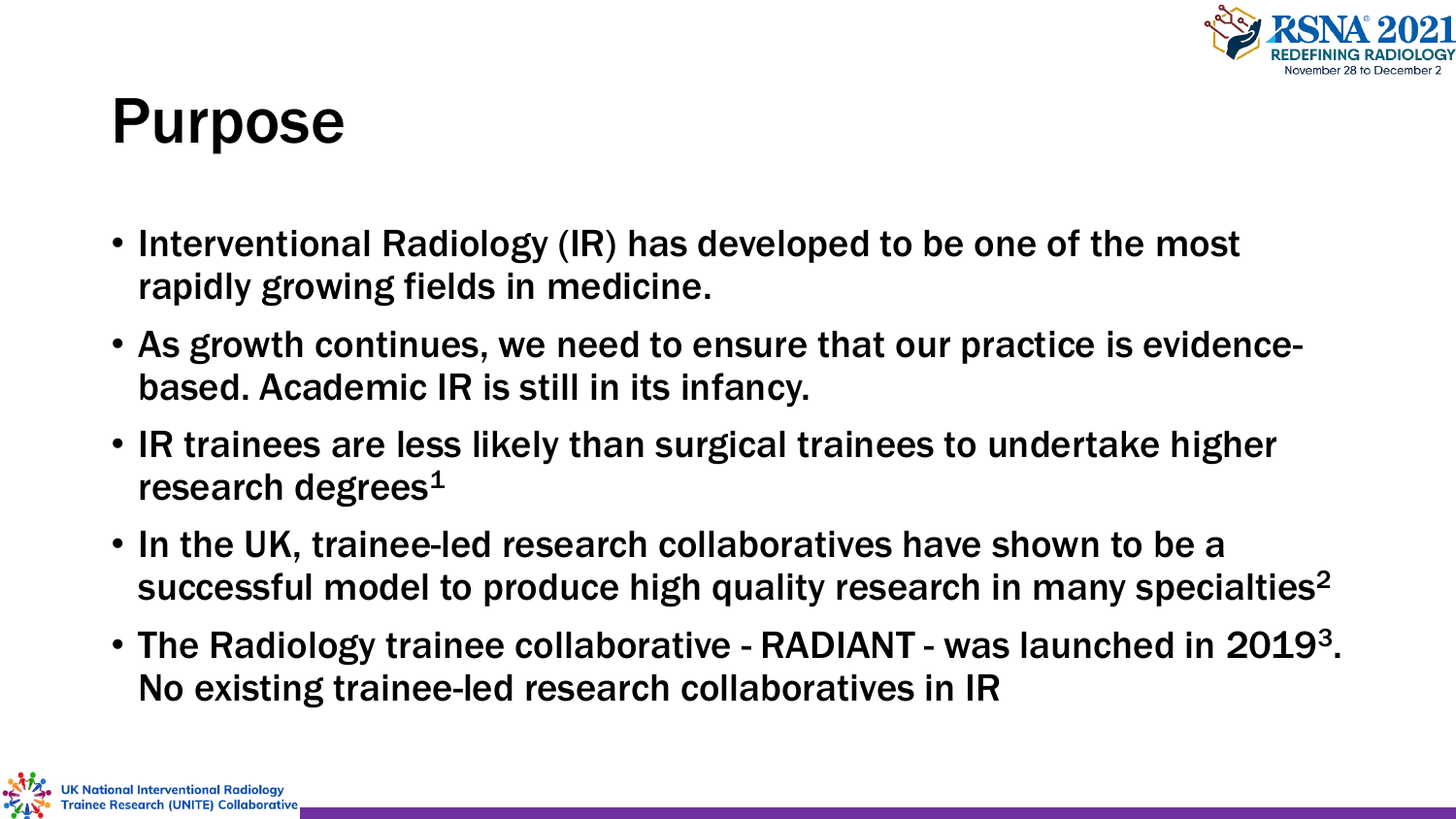# Purpose

- Interventional Radiology (IR) has developed to be one of the most rapidly growing fields in medicine.
- As growth continues, we need to ensure that our practice is evidence-based. Academic IR is still in its infancy.
- IR trainees are less likely than surgical trainees to undertake higher research degrees[1]
- In the UK, trainee-led research collaboratives have shown to be a successful model to produce high quality research in many specialties[2]
- The Radiology trainee collaborative - RADIANT - was launched in 2019[3]. No existing trainee-led research collaboratives in IR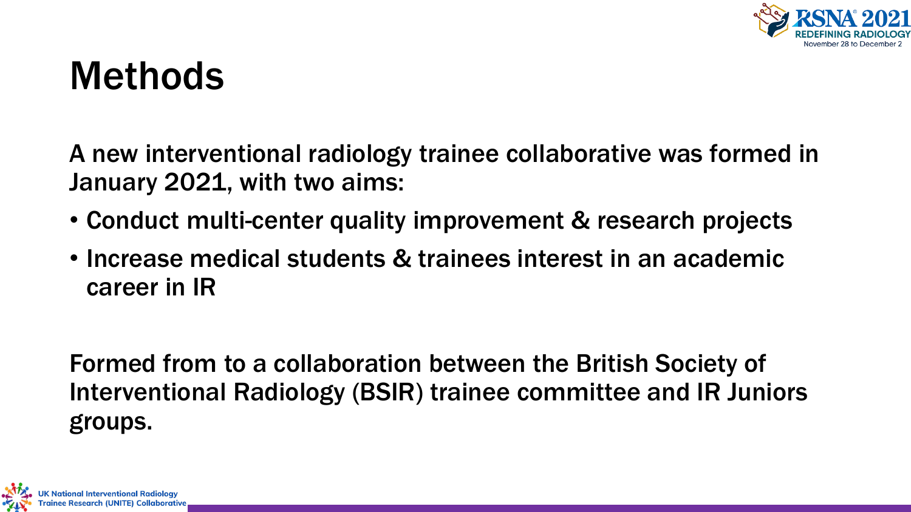# Methods

A new interventional radiology trainee collaborative was formed in January 2021, with two aims:

- Conduct multi-center quality improvement & research projects
- Increase medical students & trainees interest in an academic career in IR

Formed from to a collaboration between the British Society of Interventional Radiology (BSIR) trainee committee and IR Juniors groups.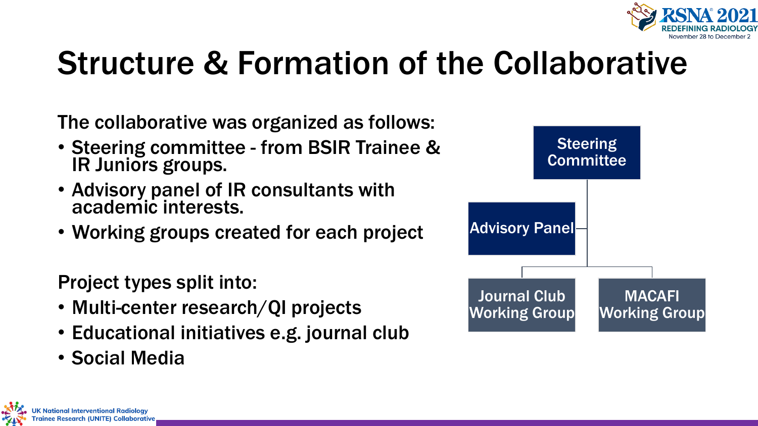# Structure & Formation of the Collaborative

The collaborative was organized as follows:

- Steering committee - from BSIR Trainee & IR Juniors groups.
- Advisory panel of IR consultants with academic interests.
- Working groups created for each project

Project types split into:

- Multi-center research/QI projects
- Educational initiatives e.g. journal club
- Social Media

Steering Committee

Advisory Panel

Journal Club Working Group

MACAFI Working Group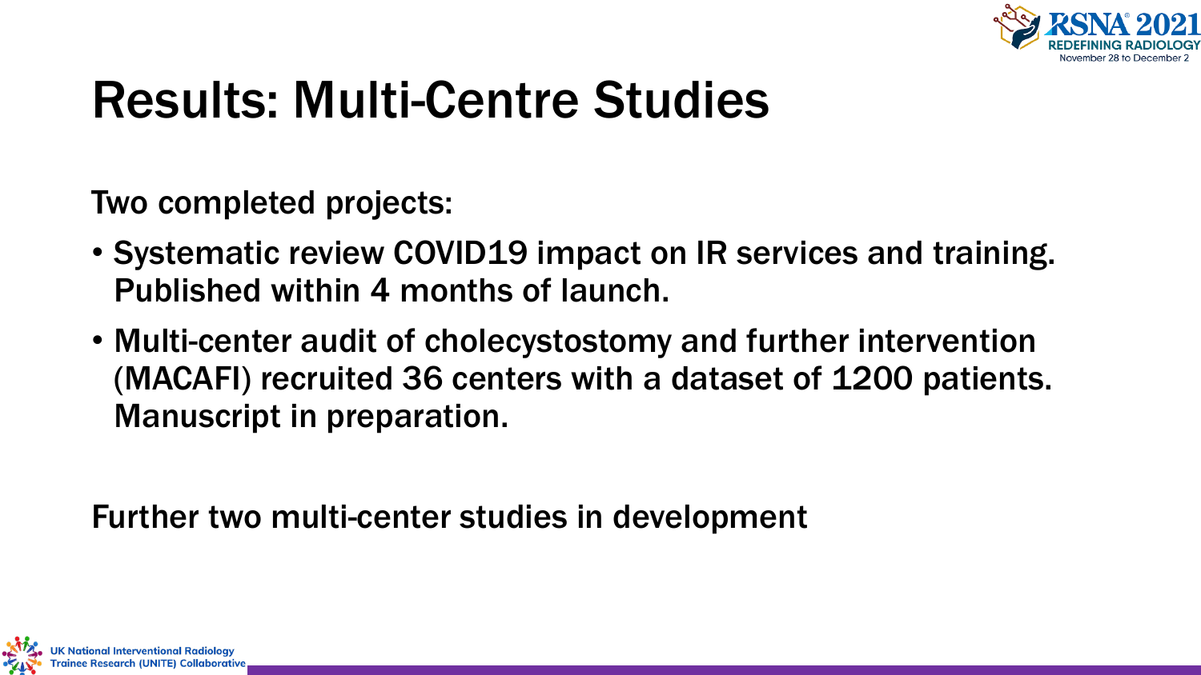# Results: Multi-Centre Studies

Two completed projects:

- Systematic review COVID19 impact on IR services and training. Published within 4 months of launch.
- Multi-center audit of cholecystostomy and further intervention (MACAFI) recruited 36 centers with a dataset of 1200 patients. Manuscript in preparation.

Further two multi-center studies in development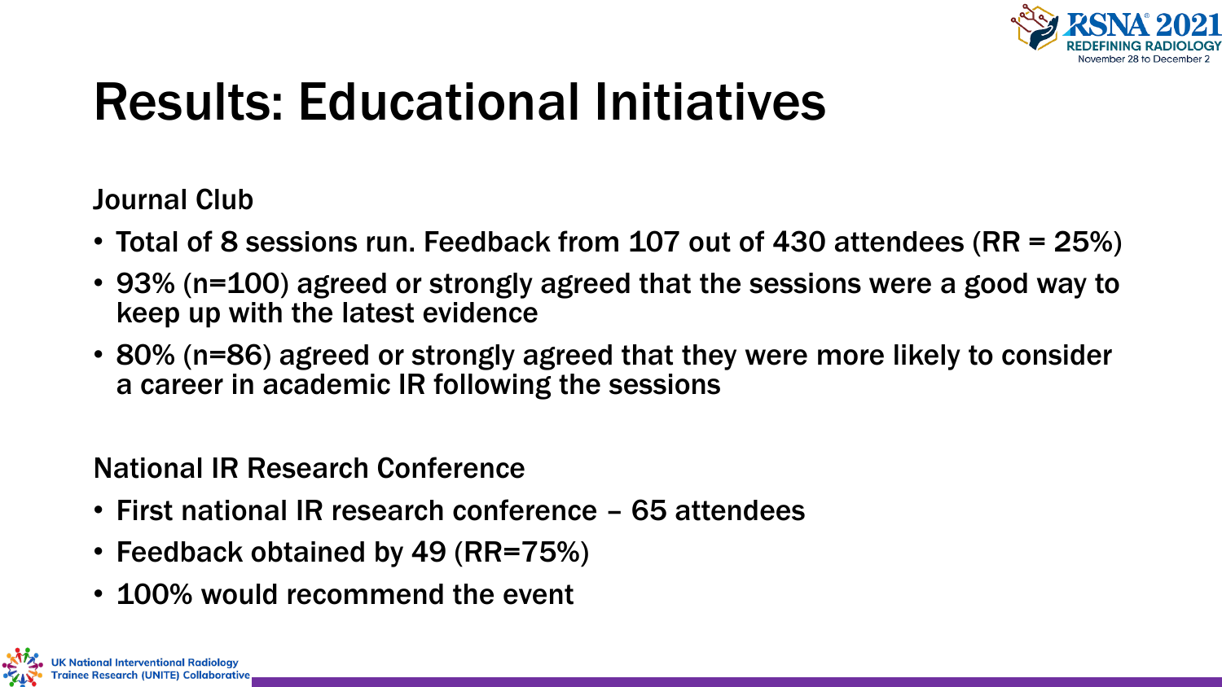# Results: Educational Initiatives

## Journal Club

- Total of 8 sessions run. Feedback from 107 out of 430 attendees (RR = 25%)
- 93% (n=100) agreed or strongly agreed that the sessions were a good way to keep up with the latest evidence
- 80% (n=86) agreed or strongly agreed that they were more likely to consider a career in academic IR following the sessions

## National IR Research Conference

- First national IR research conference – 65 attendees
- Feedback obtained by 49 (RR=75%)
- 100% would recommend the event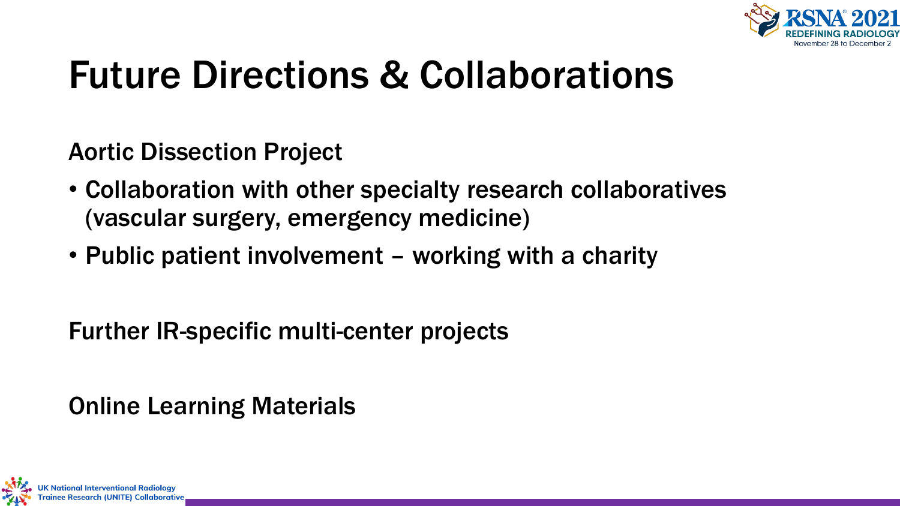# Future Directions & Collaborations

Aortic Dissection Project

- Collaboration with other specialty research collaboratives (vascular surgery, emergency medicine)
- Public patient involvement – working with a charity

Further IR-specific multi-center projects

Online Learning Materials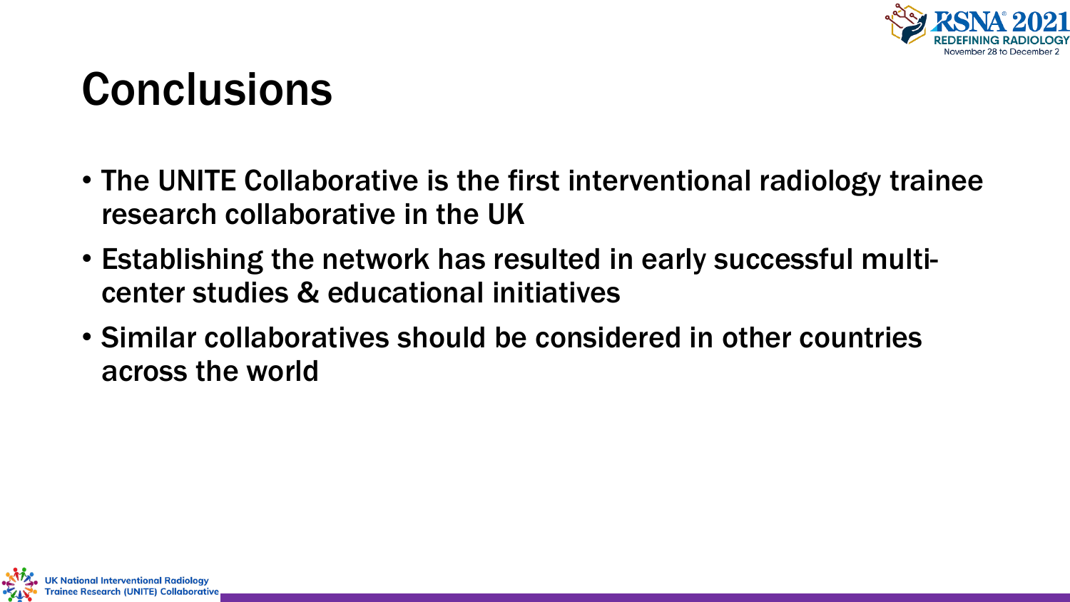# Conclusions

- The UNITE Collaborative is the first interventional radiology trainee research collaborative in the UK
- Establishing the network has resulted in early successful multi-center studies & educational initiatives
- Similar collaboratives should be considered in other countries across the world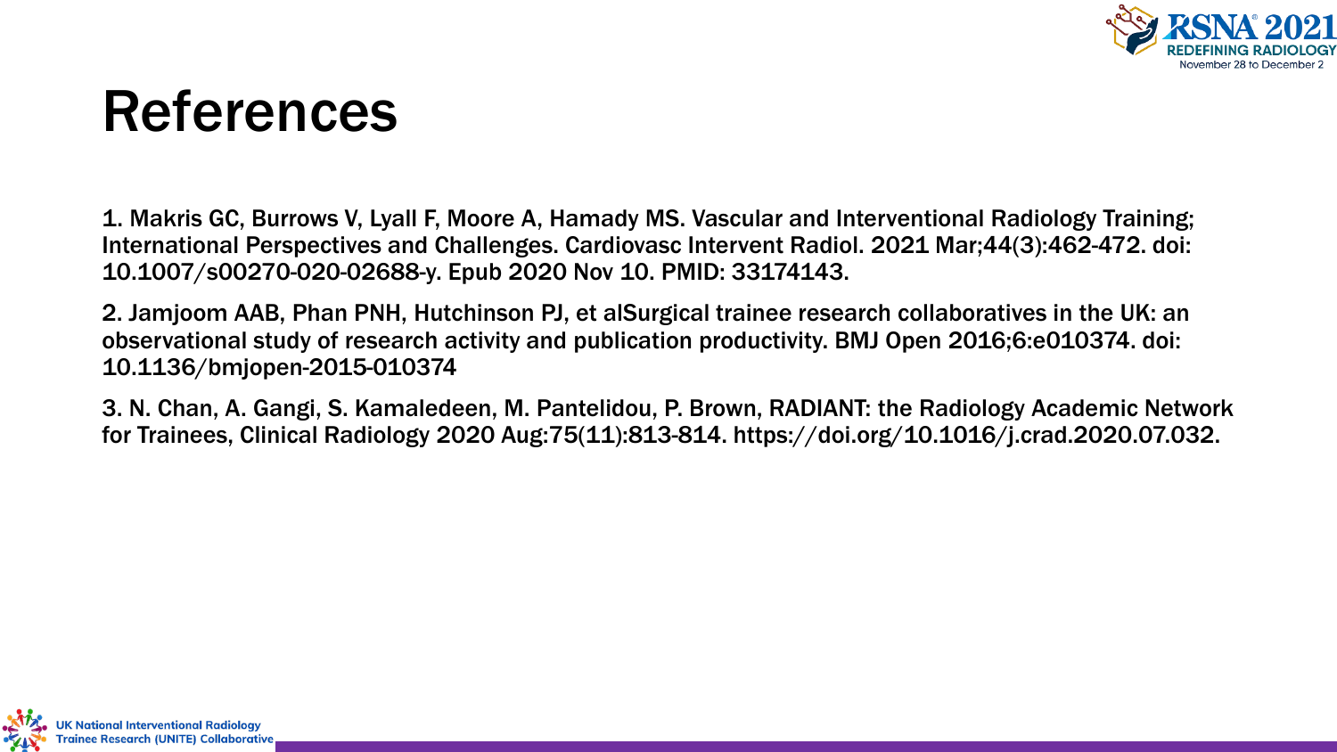# References

1. Makris GC, Burrows V, Lyall F, Moore A, Hamady MS. Vascular and Interventional Radiology Training; International Perspectives and Challenges. Cardiovasc Intervent Radiol. 2021 Mar;44(3):462-472. doi: 10.1007/s00270-020-02688-y. Epub 2020 Nov 10. PMID: 33174143.

2. Jamjoom AAB, Phan PNH, Hutchinson PJ, et alSurgical trainee research collaboratives in the UK: an observational study of research activity and publication productivity. BMJ Open 2016;6:e010374. doi: 10.1136/bmjopen-2015-010374

3. N. Chan, A. Gangi, S. Kamaledeen, M. Pantelidou, P. Brown, RADIANT: the Radiology Academic Network for Trainees, Clinical Radiology 2020 Aug:75(11):813-814. https://doi.org/10.1016/j.crad.2020.07.032.